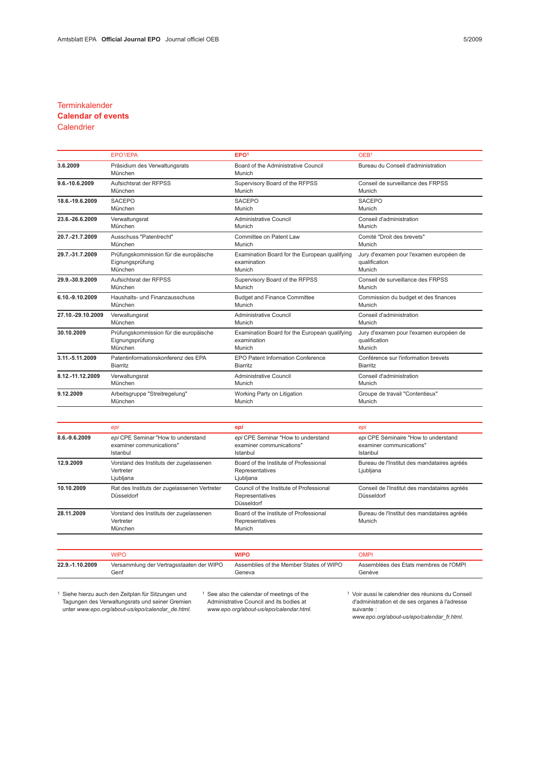# Terminkalender
# **Calendar of events**
# Calendrier

| | EPO[1]/EPA | **EPO[1]** | OEB[1] |
|---|---|---|---|
| **3.6.2009** | Präsidium des Verwaltungsrats<br>München | Board of the Administrative Council<br>Munich | Bureau du Conseil d'administration |
| **9.6.-10.6.2009** | Aufsichtsrat der RFPSS<br>München | Supervisory Board of the RFPSS<br>Munich | Conseil de surveillance des FRPSS<br>Munich |
| **18.6.-19.6.2009** | SACEPO<br>München | SACEPO<br>Munich | SACEPO<br>Munich |
| **23.6.-26.6.2009** | Verwaltungsrat<br>München | Administrative Council<br>Munich | Conseil d'administration<br>Munich |
| **20.7.-21.7.2009** | Ausschuss "Patentrecht"<br>München | Committee on Patent Law<br>Munich | Comité "Droit des brevets"<br>Munich |
| **29.7.-31.7.2009** | Prüfungskommission für die europäische Eignungsprüfung<br>München | Examination Board for the European qualifying examination<br>Munich | Jury d'examen pour l'examen européen de qualification<br>Munich |
| **29.9.-30.9.2009** | Aufsichtsrat der RFPSS<br>München | Supervisory Board of the RFPSS<br>Munich | Conseil de surveillance des FRPSS<br>Munich |
| **6.10.-9.10.2009** | Haushalts- und Finanzausschuss<br>München | Budget and Finance Committee<br>Munich | Commission du budget et des finances<br>Munich |
| **27.10.-29.10.2009** | Verwaltungsrat<br>München | Administrative Council<br>Munich | Conseil d'administration<br>Munich |
| **30.10.2009** | Prüfungskommission für die europäische Eignungsprüfung<br>München | Examination Board for the European qualifying examination<br>Munich | Jury d'examen pour l'examen européen de qualification<br>Munich |
| **3.11.-5.11.2009** | Patentinformationskonferenz des EPA<br>Biarritz | EPO Patent Information Conference<br>Biarritz | Conférence sur l'information brevets<br>Biarritz |
| **8.12.-11.12.2009** | Verwaltungsrat<br>München | Administrative Council<br>Munich | Conseil d'administration<br>Munich |
| **9.12.2009** | Arbeitsgruppe "Streitregelung"<br>München | Working Party on Litigation<br>Munich | Groupe de travail "Contentieux"<br>Munich |

| | *epi* | ***epi*** | *epi* |
|---|---|---|---|
| **8.6.-9.6.2009** | *epi* CPE Seminar "How to understand examiner communications"<br>Istanbul | *epi* CPE Seminar "How to understand examiner communications"<br>Istanbul | *epi* CPE Séminaire "How to understand examiner communications"<br>Istanbul |
| **12.9.2009** | Vorstand des Instituts der zugelassenen Vertreter<br>Ljubljana | Board of the Institute of Professional Representatives<br>Ljubljana | Bureau de l'Institut des mandataires agréés<br>Ljubljana |
| **10.10.2009** | Rat des Instituts der zugelassenen Vertreter<br>Düsseldorf | Council of the Institute of Professional Representatives<br>Düsseldorf | Conseil de l'Institut des mandataires agréés<br>Düsseldorf |
| **28.11.2009** | Vorstand des Instituts der zugelassenen Vertreter<br>München | Board of the Institute of Professional Representatives<br>Munich | Bureau de l'Institut des mandataires agréés<br>Munich |

| | WIPO | **WIPO** | OMPI |
|---|---|---|---|
| **22.9.-1.10.2009** | Versammlung der Vertragsstaaten der WIPO<br>Genf | Assemblies of the Member States of WIPO<br>Geneva | Assemblées des Etats membres de l'OMPI<br>Genève |

[1] Siehe hierzu auch den Zeitplan für Sitzungen und Tagungen des Verwaltungsrats und seiner Gremien unter *www.epo.org/about-us/epo/calendar_de.html.*

[1] See also the calendar of meetings of the Administrative Council and its bodies at *www.epo.org/about-us/epo/calendar.html.*

[1] Voir aussi le calendrier des réunions du Conseil d'administration et de ses organes à l'adresse suivante : *www.epo.org/about-us/epo/calendar_fr.html.*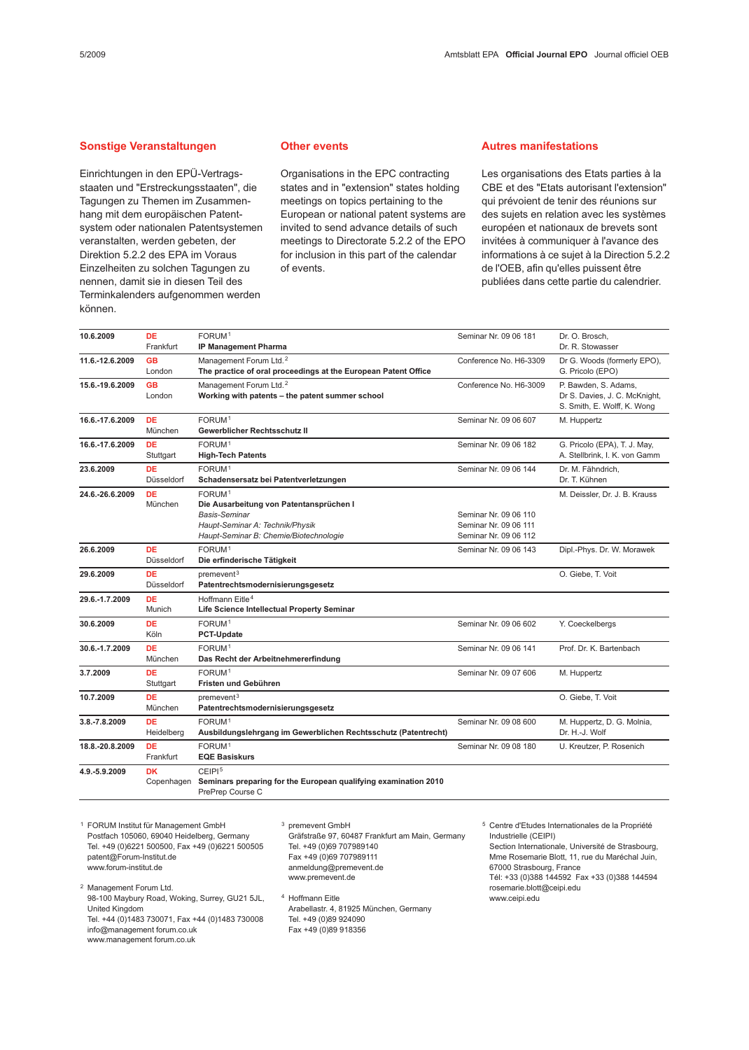## Sonstige Veranstaltungen

Einrichtungen in den EPÜ-Vertragsstaaten und "Erstreckungsstaaten", die Tagungen zu Themen im Zusammenhang mit dem europäischen Patentsystem oder nationalen Patentsystemen veranstalten, werden gebeten, der Direktion 5.2.2 des EPA im Voraus Einzelheiten zu solchen Tagungen zu nennen, damit sie in diesen Teil des Terminkalenders aufgenommen werden können.

## Other events

Organisations in the EPC contracting states and in "extension" states holding meetings on topics pertaining to the European or national patent systems are invited to send advance details of such meetings to Directorate 5.2.2 of the EPO for inclusion in this part of the calendar of events.

## Autres manifestations

Les organisations des Etats parties à la CBE et des "Etats autorisant l'extension" qui prévoient de tenir des réunions sur des sujets en relation avec les systèmes européen et nationaux de brevets sont invitées à communiquer à l'avance des informations à ce sujet à la Direction 5.2.2 de l'OEB, afin qu'elles puissent être publiées dans cette partie du calendrier.

| Date | Place | Event | Reference | Speakers |
|---|---|---|---|---|
| **10.6.2009** | **DE** Frankfurt | FORUM[1] **IP Management Pharma** | Seminar Nr. 09 06 181 | Dr. O. Brosch, Dr. R. Stowasser |
| **11.6.-12.6.2009** | **GB** London | Management Forum Ltd.[2] **The practice of oral proceedings at the European Patent Office** | Conference No. H6-3309 | Dr G. Woods (formerly EPO), G. Pricolo (EPO) |
| **15.6.-19.6.2009** | **GB** London | Management Forum Ltd.[2] **Working with patents – the patent summer school** | Conference No. H6-3009 | P. Bawden, S. Adams, Dr S. Davies, J. C. McKnight, S. Smith, E. Wolff, K. Wong |
| **16.6.-17.6.2009** | **DE** München | FORUM[1] **Gewerblicher Rechtsschutz II** | Seminar Nr. 09 06 607 | M. Huppertz |
| **16.6.-17.6.2009** | **DE** Stuttgart | FORUM[1] **High-Tech Patents** | Seminar Nr. 09 06 182 | G. Pricolo (EPA), T. J. May, A. Stellbrink, I. K. von Gamm |
| **23.6.2009** | **DE** Düsseldorf | FORUM[1] **Schadensersatz bei Patentverletzungen** | Seminar Nr. 09 06 144 | Dr. M. Fähndrich, Dr. T. Kühnen |
| **24.6.-26.6.2009** | **DE** München | FORUM[1] **Die Ausarbeitung von Patentansprüchen I** *Basis-Seminar* *Haupt-Seminar A: Technik/Physik* *Haupt-Seminar B: Chemie/Biotechnologie* | Seminar Nr. 09 06 110 Seminar Nr. 09 06 111 Seminar Nr. 09 06 112 | M. Deissler, Dr. J. B. Krauss |
| **26.6.2009** | **DE** Düsseldorf | FORUM[1] **Die erfinderische Tätigkeit** | Seminar Nr. 09 06 143 | Dipl.-Phys. Dr. W. Morawek |
| **29.6.2009** | **DE** Düsseldorf | premevent[3] **Patentrechtsmodernisierungsgesetz** | | O. Giebe, T. Voit |
| **29.6.-1.7.2009** | **DE** Munich | Hoffmann Eitle[4] **Life Science Intellectual Property Seminar** | | |
| **30.6.2009** | **DE** Köln | FORUM[1] **PCT-Update** | Seminar Nr. 09 06 602 | Y. Coeckelbergs |
| **30.6.-1.7.2009** | **DE** München | FORUM[1] **Das Recht der Arbeitnehmererfindung** | Seminar Nr. 09 06 141 | Prof. Dr. K. Bartenbach |
| **3.7.2009** | **DE** Stuttgart | FORUM[1] **Fristen und Gebühren** | Seminar Nr. 09 07 606 | M. Huppertz |
| **10.7.2009** | **DE** München | premevent[3] **Patentrechtsmodernisierungsgesetz** | | O. Giebe, T. Voit |
| **3.8.-7.8.2009** | **DE** Heidelberg | FORUM[1] **Ausbildungslehrgang im Gewerblichen Rechtsschutz (Patentrecht)** | Seminar Nr. 09 08 600 | M. Huppertz, D. G. Molnia, Dr. H.-J. Wolf |
| **18.8.-20.8.2009** | **DE** Frankfurt | FORUM[1] **EQE Basiskurs** | Seminar Nr. 09 08 180 | U. Kreutzer, P. Rosenich |
| **4.9.-5.9.2009** | **DK** Copenhagen | CEIPI[5] **Seminars preparing for the European qualifying examination 2010** PrePrep Course C | | |

[1] FORUM Institut für Management GmbH
Postfach 105060, 69040 Heidelberg, Germany
Tel. +49 (0)6221 500500, Fax +49 (0)6221 500505
patent@Forum-Institut.de
www.forum-institut.de

[2] Management Forum Ltd.
98-100 Maybury Road, Woking, Surrey, GU21 5JL, United Kingdom
Tel. +44 (0)1483 730071, Fax +44 (0)1483 730008
info@management forum.co.uk
www.management forum.co.uk

[3] premevent GmbH
Gräfstraße 97, 60487 Frankfurt am Main, Germany
Tel. +49 (0)69 707989140
Fax +49 (0)69 707989111
anmeldung@premevent.de
www.premevent.de

[4] Hoffmann Eitle
Arabellastr. 4, 81925 München, Germany
Tel. +49 (0)89 924090
Fax +49 (0)89 918356

[5] Centre d'Etudes Internationales de la Propriété Industrielle (CEIPI)
Section Internationale, Université de Strasbourg, Mme Rosemarie Blott, 11, rue du Maréchal Juin, 67000 Strasbourg, France
Tél: +33 (0)388 144592 Fax +33 (0)388 144594
rosemarie.blott@ceipi.edu
www.ceipi.edu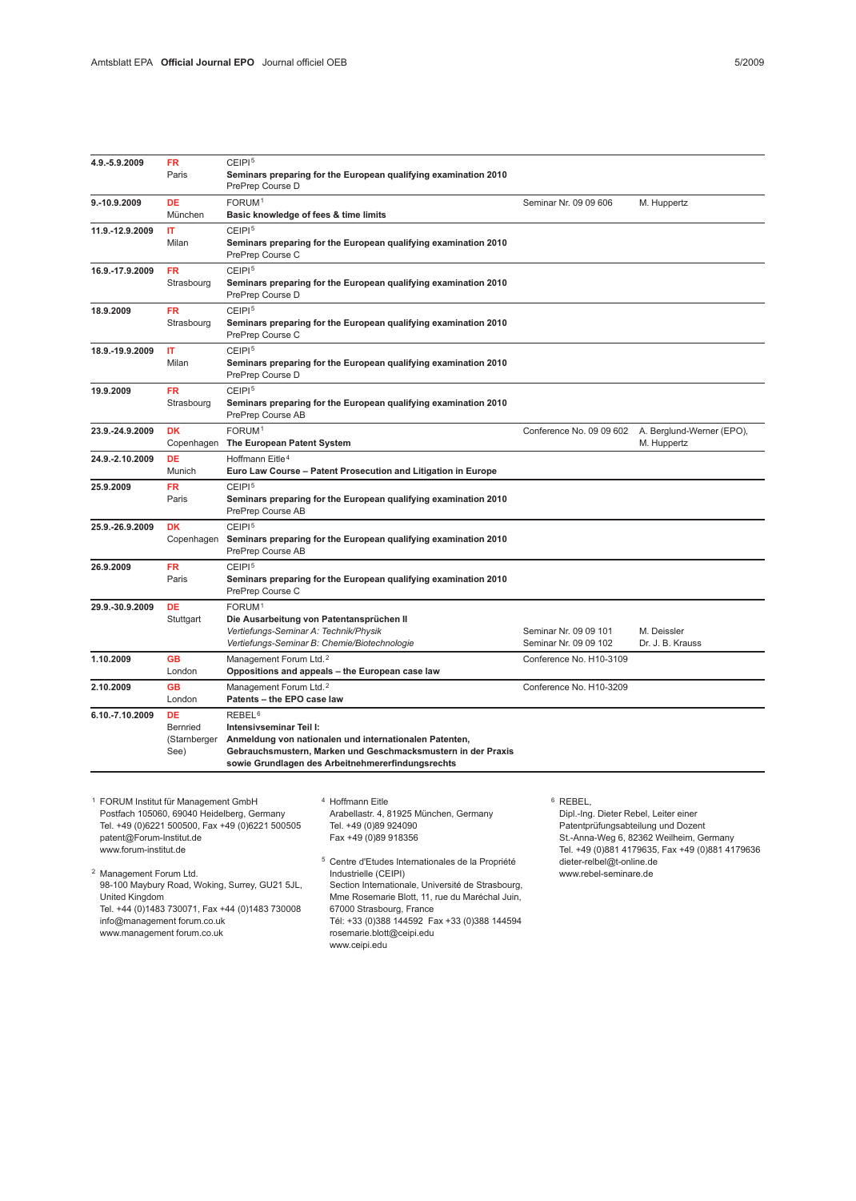| | | | | |
|---|---|---|---|---|
| **4.9.-5.9.2009** | **FR** Paris | CEIPI[5] **Seminars preparing for the European qualifying examination 2010** PrePrep Course D | | |
| **9.-10.9.2009** | **DE** München | FORUM[1] **Basic knowledge of fees & time limits** | Seminar Nr. 09 09 606 | M. Huppertz |
| **11.9.-12.9.2009** | **IT** Milan | CEIPI[5] **Seminars preparing for the European qualifying examination 2010** PrePrep Course C | | |
| **16.9.-17.9.2009** | **FR** Strasbourg | CEIPI[5] **Seminars preparing for the European qualifying examination 2010** PrePrep Course D | | |
| **18.9.2009** | **FR** Strasbourg | CEIPI[5] **Seminars preparing for the European qualifying examination 2010** PrePrep Course C | | |
| **18.9.-19.9.2009** | **IT** Milan | CEIPI[5] **Seminars preparing for the European qualifying examination 2010** PrePrep Course D | | |
| **19.9.2009** | **FR** Strasbourg | CEIPI[5] **Seminars preparing for the European qualifying examination 2010** PrePrep Course AB | | |
| **23.9.-24.9.2009** | **DK** Copenhagen | FORUM[1] **The European Patent System** | Conference No. 09 09 602 | A. Berglund-Werner (EPO), M. Huppertz |
| **24.9.-2.10.2009** | **DE** Munich | Hoffmann Eitle[4] **Euro Law Course – Patent Prosecution and Litigation in Europe** | | |
| **25.9.2009** | **FR** Paris | CEIPI[5] **Seminars preparing for the European qualifying examination 2010** PrePrep Course AB | | |
| **25.9.-26.9.2009** | **DK** Copenhagen | CEIPI[5] **Seminars preparing for the European qualifying examination 2010** PrePrep Course AB | | |
| **26.9.2009** | **FR** Paris | CEIPI[5] **Seminars preparing for the European qualifying examination 2010** PrePrep Course C | | |
| **29.9.-30.9.2009** | **DE** Stuttgart | FORUM[1] **Die Ausarbeitung von Patentansprüchen II** *Vertiefungs-Seminar A: Technik/Physik* *Vertiefungs-Seminar B: Chemie/Biotechnologie* | Seminar Nr. 09 09 101 Seminar Nr. 09 09 102 | M. Deissler Dr. J. B. Krauss |
| **1.10.2009** | **GB** London | Management Forum Ltd.[2] **Oppositions and appeals – the European case law** | Conference No. H10-3109 | |
| **2.10.2009** | **GB** London | Management Forum Ltd.[2] **Patents – the EPO case law** | Conference No. H10-3209 | |
| **6.10.-7.10.2009** | **DE** Bernried (Starnberger See) | REBEL[6] **Intensivseminar Teil I: Anmeldung von nationalen und internationalen Patenten, Gebrauchsmustern, Marken und Geschmacksmustern in der Praxis sowie Grundlagen des Arbeitnehmererfindungsrechts** | | |

[1] FORUM Institut für Management GmbH
Postfach 105060, 69040 Heidelberg, Germany
Tel. +49 (0)6221 500500, Fax +49 (0)6221 500505
patent@Forum-Institut.de
www.forum-institut.de

[2] Management Forum Ltd.
98-100 Maybury Road, Woking, Surrey, GU21 5JL,
United Kingdom
Tel. +44 (0)1483 730071, Fax +44 (0)1483 730008
info@management forum.co.uk
www.management forum.co.uk

[4] Hoffmann Eitle
Arabellastr. 4, 81925 München, Germany
Tel. +49 (0)89 924090
Fax +49 (0)89 918356

[5] Centre d'Etudes Internationales de la Propriété Industrielle (CEIPI)
Section Internationale, Université de Strasbourg,
Mme Rosemarie Blott, 11, rue du Maréchal Juin,
67000 Strasbourg, France
Tél: +33 (0)388 144592 Fax +33 (0)388 144594
rosemarie.blott@ceipi.edu
www.ceipi.edu

[6] REBEL,
Dipl.-Ing. Dieter Rebel, Leiter einer Patentprüfungsabteilung und Dozent
St.-Anna-Weg 6, 82362 Weilheim, Germany
Tel. +49 (0)881 4179635, Fax +49 (0)881 4179636
dieter-rebel@t-online.de
www.rebel-seminare.de